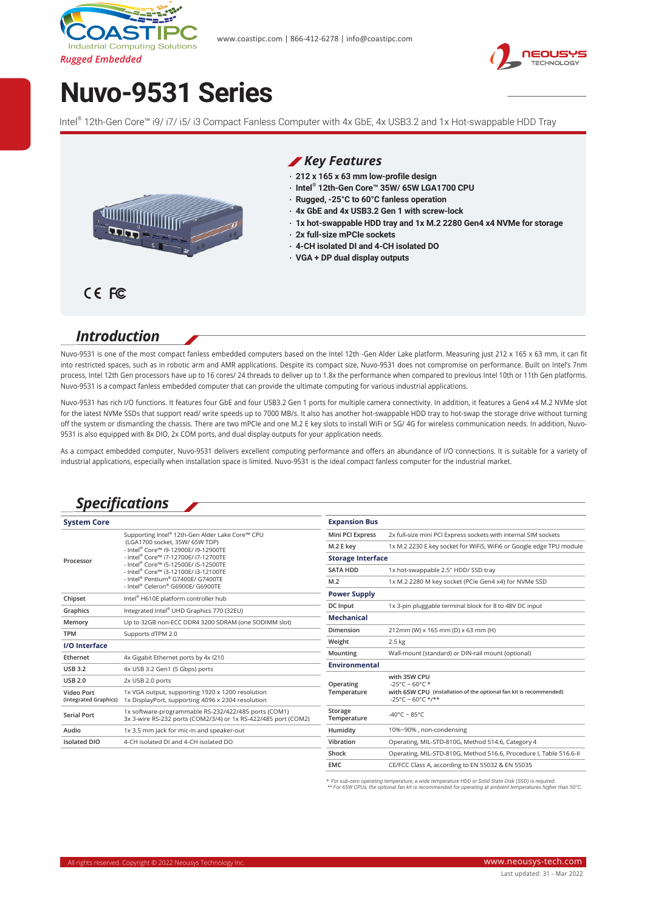Rugged Embedded

www.coastipc.com | 866-412-6278 | info@coastipc.com

# Nuvo-9531 Series

Intel® 12th-Gen Core™ i9/ i7/ i5/ i3 Compact Fanless Computer with 4x GbE, 4x USB3.2 and 1x Hot-swappable HDD Tray

## Key Features

- **212 x 165 x 63 mm low-profile design**
- **Intel® 12th-Gen Core™ 35W/ 65W LGA1700 CPU**
- **Rugged, -25°C to 60°C fanless operation**
- **4x GbE and 4x USB3.2 Gen 1 with screw-lock**
- **1x hot-swappable HDD tray and 1x M.2 2280 Gen4 x4 NVMe for storage**
- **2x full-size mPCIe sockets**
- **4-CH isolated DI and 4-CH isolated DO**
- **VGA + DP dual display outputs**

## Introduction

Nuvo-9531 is one of the most compact fanless embedded computers based on the Intel 12th -Gen Alder Lake platform. Measuring just 212 x 165 x 63 mm, it can fit into restricted spaces, such as in robotic arm and AMR applications. Despite its compact size, Nuvo-9531 does not compromise on performance. Built on Intel's 7nm process, Intel 12th Gen processors have up to 16 cores/ 24 threads to deliver up to 1.8x the performance when compared to previous Intel 10th or 11th Gen platforms. Nuvo-9531 is a compact fanless embedded computer that can provide the ultimate computing for various industrial applications.

Nuvo-9531 has rich I/O functions. It features four GbE and four USB3.2 Gen 1 ports for multiple camera connectivity. In addition, it features a Gen4 x4 M.2 NVMe slot for the latest NVMe SSDs that support read/ write speeds up to 7000 MB/s. It also has another hot-swappable HDD tray to hot-swap the storage drive without turning off the system or dismantling the chassis. There are two mPCIe and one M.2 E key slots to install WiFi or 5G/ 4G for wireless communication needs. In addition, Nuvo-9531 is also equipped with 8x DIO, 2x COM ports, and dual display outputs for your application needs.

As a compact embedded computer, Nuvo-9531 delivers excellent computing performance and offers an abundance of I/O connections. It is suitable for a variety of industrial applications, especially when installation space is limited. Nuvo-9531 is the ideal compact fanless computer for the industrial market.

## Specifications

| **System Core** | |
|---|---|
| Processor | Supporting Intel® 12th-Gen Alder Lake Core™ CPU (LGA1700 socket, 35W/ 65W TDP)<br>- Intel® Core™ i9-12900E/ i9-12900TE<br>- Intel® Core™ i7-12700E/ i7-12700TE<br>- Intel® Core™ i5-12500E/ i5-12500TE<br>- Intel® Core™ i3-12100E/ i3-12100TE<br>- Intel® Pentium® G7400E/ G7400TE<br>- Intel® Celeron® G6900E/ G6900TE |
| Chipset | Intel® H610E platform controller hub |
| Graphics | Integrated Intel® UHD Graphics 770 (32EU) |
| Memory | Up to 32GB non-ECC DDR4 3200 SDRAM (one SODIMM slot) |
| TPM | Supports dTPM 2.0 |
| **I/O Interface** | |
| Ethernet | 4x Gigabit Ethernet ports by 4x I210 |
| USB 3.2 | 4x USB 3.2 Gen1 (5 Gbps) ports |
| USB 2.0 | 2x USB 2.0 ports |
| Video Port (Integrated Graphics) | 1x VGA output, supporting 1920 x 1200 resolution<br>1x DisplayPort, supporting 4096 x 2304 resolution |
| Serial Port | 1x software-programmable RS-232/422/485 ports (COM1)<br>3x 3-wire RS-232 ports (COM2/3/4) or 1x RS-422/485 port (COM2) |
| Audio | 1x 3.5 mm jack for mic-in and speaker-out |
| Isolated DIO | 4-CH isolated DI and 4-CH isolated DO |

| **Expansion Bus** | |
|---|---|
| Mini PCI Express | 2x full-size mini PCI Express sockets with internal SIM sockets |
| M.2 E key | 1x M.2 2230 E key socket for WiFi5, WiFi6 or Google edge TPU module |
| **Storage Interface** | |
| SATA HDD | 1x hot-swappable 2.5" HDD/ SSD tray |
| M.2 | 1x M.2 2280 M key socket (PCIe Gen4 x4) for NVMe SSD |
| **Power Supply** | |
| DC Input | 1x 3-pin pluggable terminal block for 8 to 48V DC input |
| **Mechanical** | |
| Dimension | 212mm (W) x 165 mm (D) x 63 mm (H) |
| Weight | 2.5 kg |
| Mounting | Wall-mount (standard) or DIN-rail mount (optional) |
| **Environmental** | |
| Operating Temperature | with 35W CPU<br>-25°C ~ 60°C *<br>with 65W CPU (installation of the optional fan kit is recommended)<br>-25°C ~ 60°C */** |
| Storage Temperature | -40°C ~ 85°C |
| Humidity | 10%~90% , non-condensing |
| Vibration | Operating, MIL-STD-810G, Method 514.6, Category 4 |
| Shock | Operating, MIL-STD-810G, Method 516.6, Procedure I, Table 516.6-II |
| EMC | CE/FCC Class A, according to EN 55032 & EN 55035 |

\* For sub-zero operating temperature, a wide temperature HDD or Solid State Disk (SSD) is required.
** For 65W CPUs, the optional fan kit is recommended for operating at ambient temperatures higher than 50°C.

All rights reserved. Copyright © 2022 Neousys Technology Inc.

www.neousys-tech.com

Last updated: 31 - Mar 2022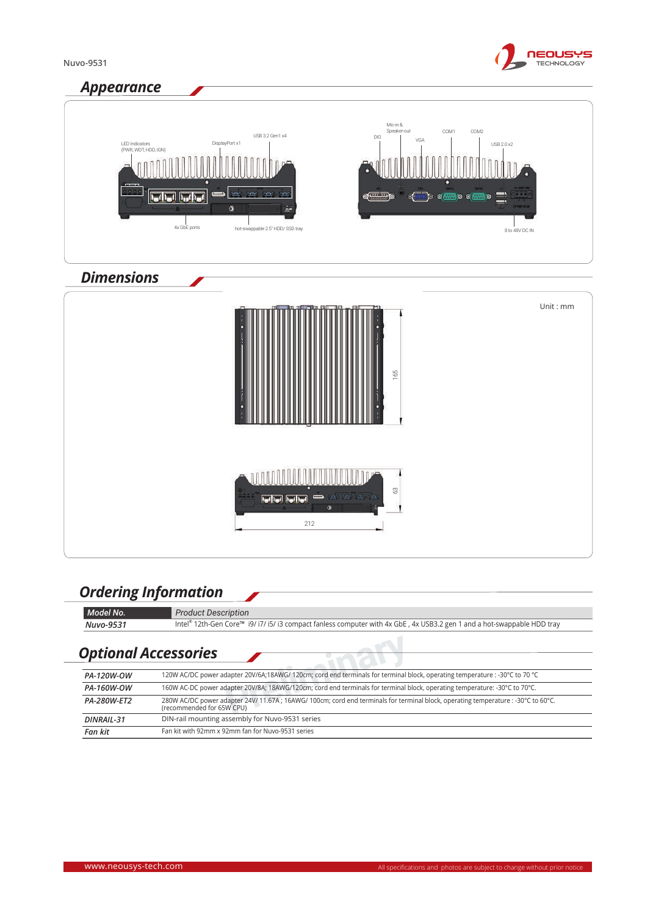## Appearance

LED Indicators (PWR, WDT, HDD, IGN)

DisplayPort x1

USB 3.2 Gen1 x4

4x GbE ports

hot-swappable 2.5" HDD/ SSD tray

DIO

Mic-in & Speaker-out

VGA

COM1

COM2

USB 2.0 x2

8 to 48V DC IN

## Dimensions

Unit : mm

165

63

212

## Ordering Information

| Model No. | Product Description |
|---|---|
| Nuvo-9531 | Intel® 12th-Gen Core™ i9/ i7/ i5/ i3 compact fanless computer with 4x GbE , 4x USB3.2 gen 1 and a hot-swappable HDD tray |

## Optional Accessories

| | |
|---|---|
| PA-120W-OW | 120W AC/DC power adapter 20V/6A;18AWG/ 120cm; cord end terminals for terminal block, operating temperature : -30°C to 70 °C |
| PA-160W-OW | 160W AC-DC power adapter 20V/8A; 18AWG/120cm; cord end terminals for terminal block, operating temperature: -30°C to 70°C. |
| PA-280W-ET2 | 280W AC/DC power adapter 24V/ 11.67A ; 16AWG/ 100cm; cord end terminals for terminal block, operating temperature : -30°C to 60°C. (recommended for 65W CPU) |
| DINRAIL-31 | DIN-rail mounting assembly for Nuvo-9531 series |
| Fan kit | Fan kit with 92mm x 92mm fan for Nuvo-9531 series |

Preliminary